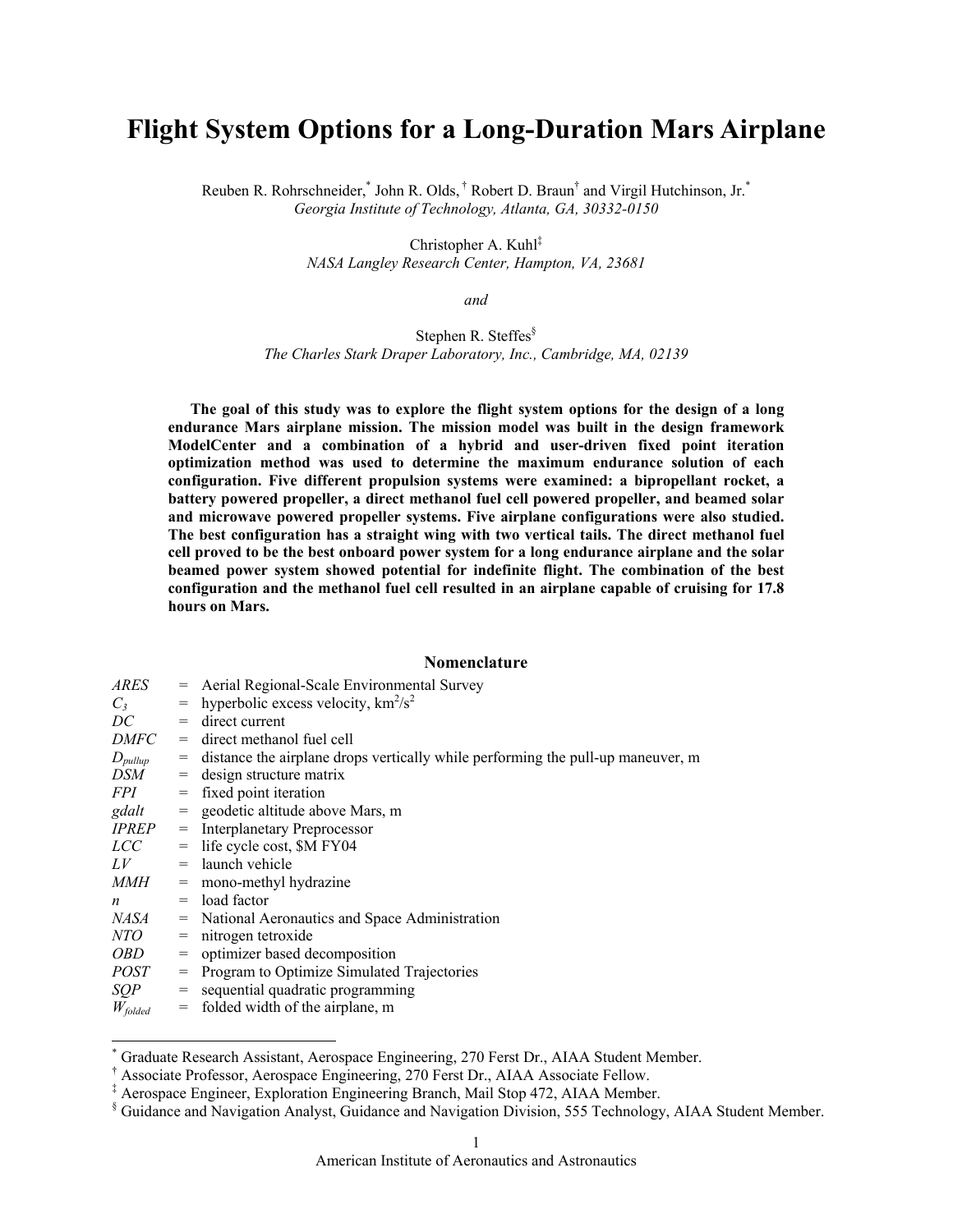# Flight System Options for a Long-Duration Mars Airplane

Reuben R. Rohrschneider,[*] John R. Olds,[†] Robert D. Braun[†] and Virgil Hutchinson, Jr.[*]
*Georgia Institute of Technology, Atlanta, GA, 30332-0150*

Christopher A. Kuhl[‡]
*NASA Langley Research Center, Hampton, VA, 23681*

*and*

Stephen R. Steffes[§]
*The Charles Stark Draper Laboratory, Inc., Cambridge, MA, 02139*

**The goal of this study was to explore the flight system options for the design of a long endurance Mars airplane mission. The mission model was built in the design framework ModelCenter and a combination of a hybrid and user-driven fixed point iteration optimization method was used to determine the maximum endurance solution of each configuration. Five different propulsion systems were examined: a bipropellant rocket, a battery powered propeller, a direct methanol fuel cell powered propeller, and beamed solar and microwave powered propeller systems. Five airplane configurations were also studied. The best configuration has a straight wing with two vertical tails. The direct methanol fuel cell proved to be the best onboard power system for a long endurance airplane and the solar beamed power system showed potential for indefinite flight. The combination of the best configuration and the methanol fuel cell resulted in an airplane capable of cruising for 17.8 hours on Mars.**

## Nomenclature

| | | |
|---|---|---|
| *ARES* | = | Aerial Regional-Scale Environmental Survey |
| $C_3$ | = | hyperbolic excess velocity, km$^2$/s$^2$ |
| *DC* | = | direct current |
| *DMFC* | = | direct methanol fuel cell |
| $D_{pullup}$ | = | distance the airplane drops vertically while performing the pull-up maneuver, m |
| *DSM* | = | design structure matrix |
| *FPI* | = | fixed point iteration |
| *gdalt* | = | geodetic altitude above Mars, m |
| *IPREP* | = | Interplanetary Preprocessor |
| *LCC* | = | life cycle cost, $M FY04 |
| *LV* | = | launch vehicle |
| *MMH* | = | mono-methyl hydrazine |
| $n$ | = | load factor |
| *NASA* | = | National Aeronautics and Space Administration |
| *NTO* | = | nitrogen tetroxide |
| *OBD* | = | optimizer based decomposition |
| *POST* | = | Program to Optimize Simulated Trajectories |
| *SQP* | = | sequential quadratic programming |
| $W_{folded}$ | = | folded width of the airplane, m |

---

[*] Graduate Research Assistant, Aerospace Engineering, 270 Ferst Dr., AIAA Student Member.
[†] Associate Professor, Aerospace Engineering, 270 Ferst Dr., AIAA Associate Fellow.
[‡] Aerospace Engineer, Exploration Engineering Branch, Mail Stop 472, AIAA Member.
[§] Guidance and Navigation Analyst, Guidance and Navigation Division, 555 Technology, AIAA Student Member.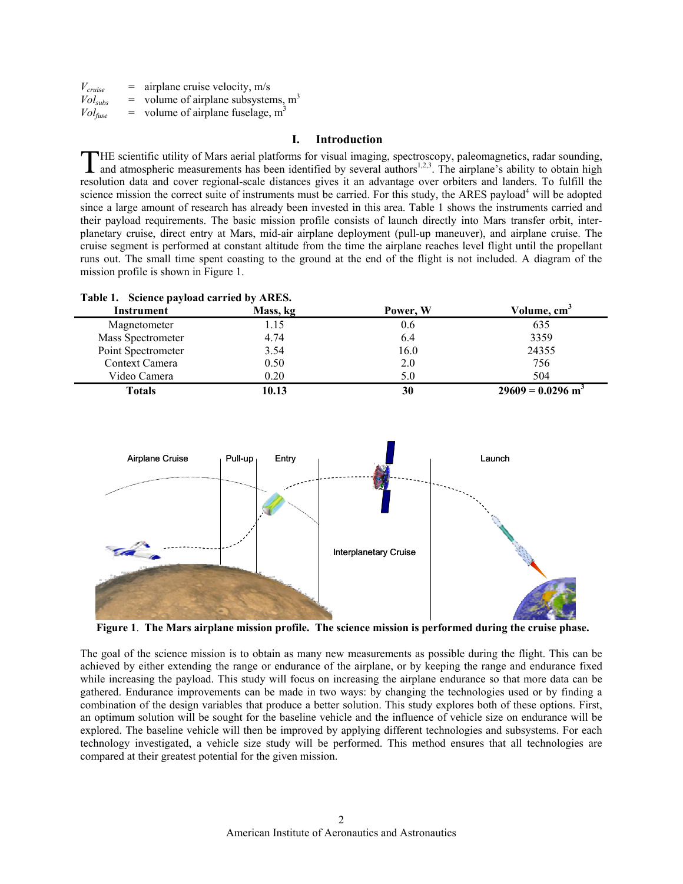$V_{cruise}$ = airplane cruise velocity, m/s
$Vol_{subs}$ = volume of airplane subsystems, $m^3$
$Vol_{fuse}$ = volume of airplane fuselage, $m^3$

## I. Introduction

THE scientific utility of Mars aerial platforms for visual imaging, spectroscopy, paleomagnetics, radar sounding, and atmospheric measurements has been identified by several authors[1,2,3]. The airplane's ability to obtain high resolution data and cover regional-scale distances gives it an advantage over orbiters and landers. To fulfill the science mission the correct suite of instruments must be carried. For this study, the ARES payload[4] will be adopted since a large amount of research has already been invested in this area. Table 1 shows the instruments carried and their payload requirements. The basic mission profile consists of launch directly into Mars transfer orbit, inter-planetary cruise, direct entry at Mars, mid-air airplane deployment (pull-up maneuver), and airplane cruise. The cruise segment is performed at constant altitude from the time the airplane reaches level flight until the propellant runs out. The small time spent coasting to the ground at the end of the flight is not included. A diagram of the mission profile is shown in Figure 1.

**Table 1. Science payload carried by ARES.**

| Instrument | Mass, kg | Power, W | Volume, $cm^3$ |
|---|---|---|---|
| Magnetometer | 1.15 | 0.6 | 635 |
| Mass Spectrometer | 4.74 | 6.4 | 3359 |
| Point Spectrometer | 3.54 | 16.0 | 24355 |
| Context Camera | 0.50 | 2.0 | 756 |
| Video Camera | 0.20 | 5.0 | 504 |
| **Totals** | **10.13** | **30** | **29609 = 0.0296 $m^3$** |

**Figure 1. The Mars airplane mission profile. The science mission is performed during the cruise phase.**

The goal of the science mission is to obtain as many new measurements as possible during the flight. This can be achieved by either extending the range or endurance of the airplane, or by keeping the range and endurance fixed while increasing the payload. This study will focus on increasing the airplane endurance so that more data can be gathered. Endurance improvements can be made in two ways: by changing the technologies used or by finding a combination of the design variables that produce a better solution. This study explores both of these options. First, an optimum solution will be sought for the baseline vehicle and the influence of vehicle size on endurance will be explored. The baseline vehicle will then be improved by applying different technologies and subsystems. For each technology investigated, a vehicle size study will be performed. This method ensures that all technologies are compared at their greatest potential for the given mission.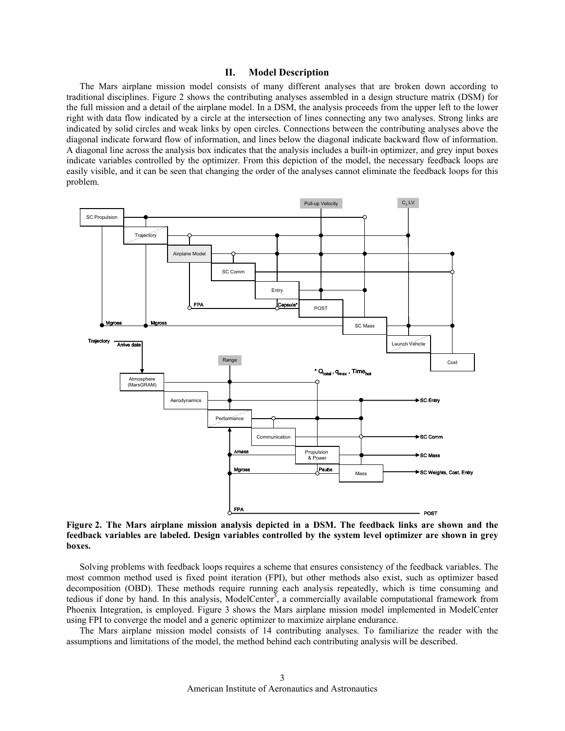## II. Model Description

The Mars airplane mission model consists of many different analyses that are broken down according to traditional disciplines. Figure 2 shows the contributing analyses assembled in a design structure matrix (DSM) for the full mission and a detail of the airplane model. In a DSM, the analysis proceeds from the upper left to the lower right with data flow indicated by a circle at the intersection of lines connecting any two analyses. Strong links are indicated by solid circles and weak links by open circles. Connections between the contributing analyses above the diagonal indicate forward flow of information, and lines below the diagonal indicate backward flow of information. A diagonal line across the analysis box indicates that the analysis includes a built-in optimizer, and grey input boxes indicate variables controlled by the optimizer. From this depiction of the model, the necessary feedback loops are easily visible, and it can be seen that changing the order of the analyses cannot eliminate the feedback loops for this problem.

**Figure 2. The Mars airplane mission analysis depicted in a DSM. The feedback links are shown and the feedback variables are labeled. Design variables controlled by the system level optimizer are shown in grey boxes.**

Solving problems with feedback loops requires a scheme that ensures consistency of the feedback variables. The most common method used is fixed point iteration (FPI), but other methods also exist, such as optimizer based decomposition (OBD). These methods require running each analysis repeatedly, which is time consuming and tedious if done by hand. In this analysis, ModelCenter[5], a commercially available computational framework from Phoenix Integration, is employed. Figure 3 shows the Mars airplane mission model implemented in ModelCenter using FPI to converge the model and a generic optimizer to maximize airplane endurance.

The Mars airplane mission model consists of 14 contributing analyses. To familiarize the reader with the assumptions and limitations of the model, the method behind each contributing analysis will be described.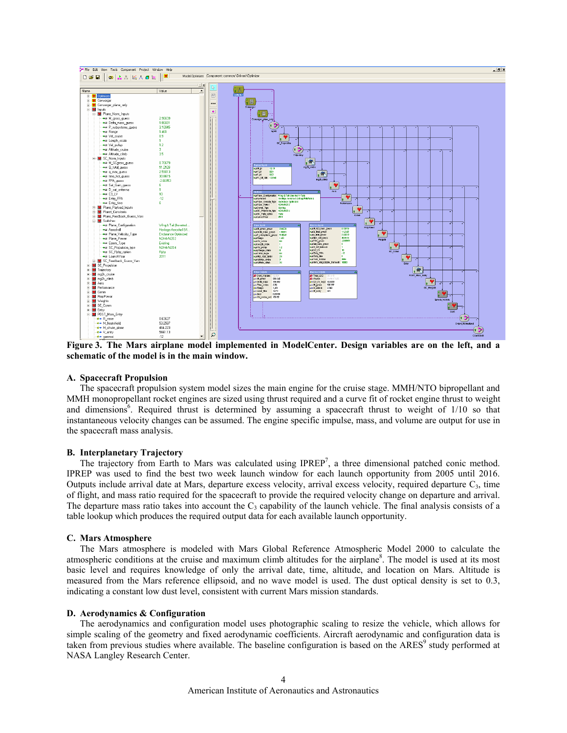**Figure 3. The Mars airplane model implemented in ModelCenter. Design variables are on the left, and a schematic of the model is in the main window.**

### A. Spacecraft Propulsion

The spacecraft propulsion system model sizes the main engine for the cruise stage. MMH/NTO bipropellant and MMH monopropellant rocket engines are sized using thrust required and a curve fit of rocket engine thrust to weight and dimensions[6]. Required thrust is determined by assuming a spacecraft thrust to weight of 1/10 so that instantaneous velocity changes can be assumed. The engine specific impulse, mass, and volume are output for use in the spacecraft mass analysis.

### B. Interplanetary Trajectory

The trajectory from Earth to Mars was calculated using IPREP[7], a three dimensional patched conic method. IPREP was used to find the best two week launch window for each launch opportunity from 2005 until 2016. Outputs include arrival date at Mars, departure excess velocity, arrival excess velocity, required departure $C_3$, time of flight, and mass ratio required for the spacecraft to provide the required velocity change on departure and arrival. The departure mass ratio takes into account the $C_3$ capability of the launch vehicle. The final analysis consists of a table lookup which produces the required output data for each available launch opportunity.

### C. Mars Atmosphere

The Mars atmosphere is modeled with Mars Global Reference Atmospheric Model 2000 to calculate the atmospheric conditions at the cruise and maximum climb altitudes for the airplane[8]. The model is used at its most basic level and requires knowledge of only the arrival date, time, altitude, and location on Mars. Altitude is measured from the Mars reference ellipsoid, and no wave model is used. The dust optical density is set to 0.3, indicating a constant low dust level, consistent with current Mars mission standards.

### D. Aerodynamics & Configuration

The aerodynamics and configuration model uses photographic scaling to resize the vehicle, which allows for simple scaling of the geometry and fixed aerodynamic coefficients. Aircraft aerodynamic and configuration data is taken from previous studies where available. The baseline configuration is based on the ARES[9] study performed at NASA Langley Research Center.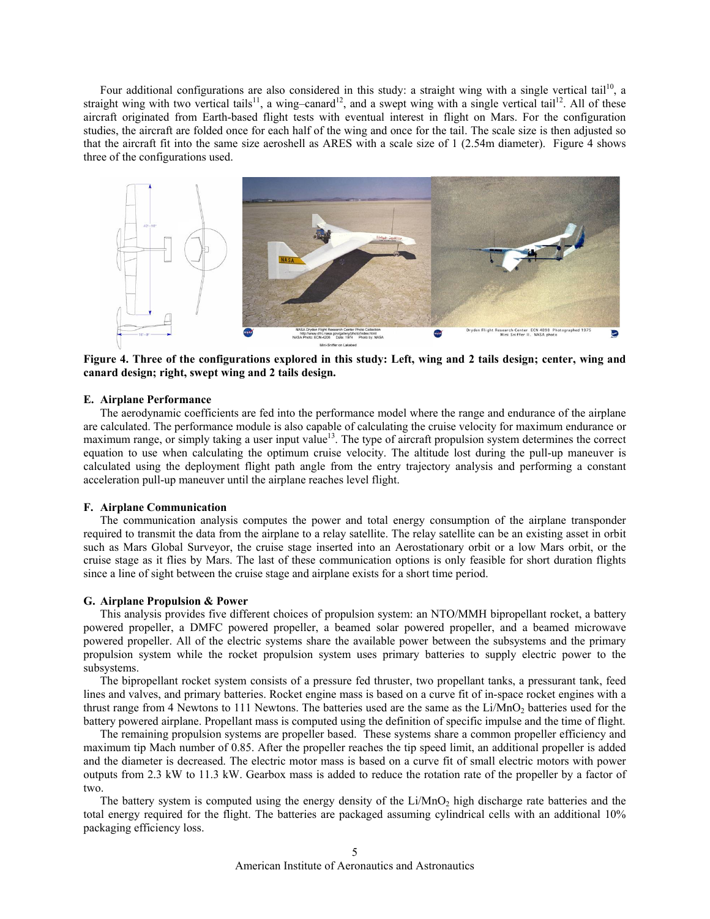Four additional configurations are also considered in this study: a straight wing with a single vertical tail[10], a straight wing with two vertical tails[11], a wing–canard[12], and a swept wing with a single vertical tail[12]. All of these aircraft originated from Earth-based flight tests with eventual interest in flight on Mars. For the configuration studies, the aircraft are folded once for each half of the wing and once for the tail. The scale size is then adjusted so that the aircraft fit into the same size aeroshell as ARES with a scale size of 1 (2.54m diameter). Figure 4 shows three of the configurations used.

**Figure 4. Three of the configurations explored in this study: Left, wing and 2 tails design; center, wing and canard design; right, swept wing and 2 tails design.**

### E. Airplane Performance

The aerodynamic coefficients are fed into the performance model where the range and endurance of the airplane are calculated. The performance module is also capable of calculating the cruise velocity for maximum endurance or maximum range, or simply taking a user input value[13]. The type of aircraft propulsion system determines the correct equation to use when calculating the optimum cruise velocity. The altitude lost during the pull-up maneuver is calculated using the deployment flight path angle from the entry trajectory analysis and performing a constant acceleration pull-up maneuver until the airplane reaches level flight.

### F. Airplane Communication

The communication analysis computes the power and total energy consumption of the airplane transponder required to transmit the data from the airplane to a relay satellite. The relay satellite can be an existing asset in orbit such as Mars Global Surveyor, the cruise stage inserted into an Aerostationary orbit or a low Mars orbit, or the cruise stage as it flies by Mars. The last of these communication options is only feasible for short duration flights since a line of sight between the cruise stage and airplane exists for a short time period.

### G. Airplane Propulsion & Power

This analysis provides five different choices of propulsion system: an NTO/MMH bipropellant rocket, a battery powered propeller, a DMFC powered propeller, a beamed solar powered propeller, and a beamed microwave powered propeller. All of the electric systems share the available power between the subsystems and the primary propulsion system while the rocket propulsion system uses primary batteries to supply electric power to the subsystems.

The bipropellant rocket system consists of a pressure fed thruster, two propellant tanks, a pressurant tank, feed lines and valves, and primary batteries. Rocket engine mass is based on a curve fit of in-space rocket engines with a thrust range from 4 Newtons to 111 Newtons. The batteries used are the same as the Li/$MnO_2$ batteries used for the battery powered airplane. Propellant mass is computed using the definition of specific impulse and the time of flight.

The remaining propulsion systems are propeller based. These systems share a common propeller efficiency and maximum tip Mach number of 0.85. After the propeller reaches the tip speed limit, an additional propeller is added and the diameter is decreased. The electric motor mass is based on a curve fit of small electric motors with power outputs from 2.3 kW to 11.3 kW. Gearbox mass is added to reduce the rotation rate of the propeller by a factor of two.

The battery system is computed using the energy density of the Li/$MnO_2$ high discharge rate batteries and the total energy required for the flight. The batteries are packaged assuming cylindrical cells with an additional 10% packaging efficiency loss.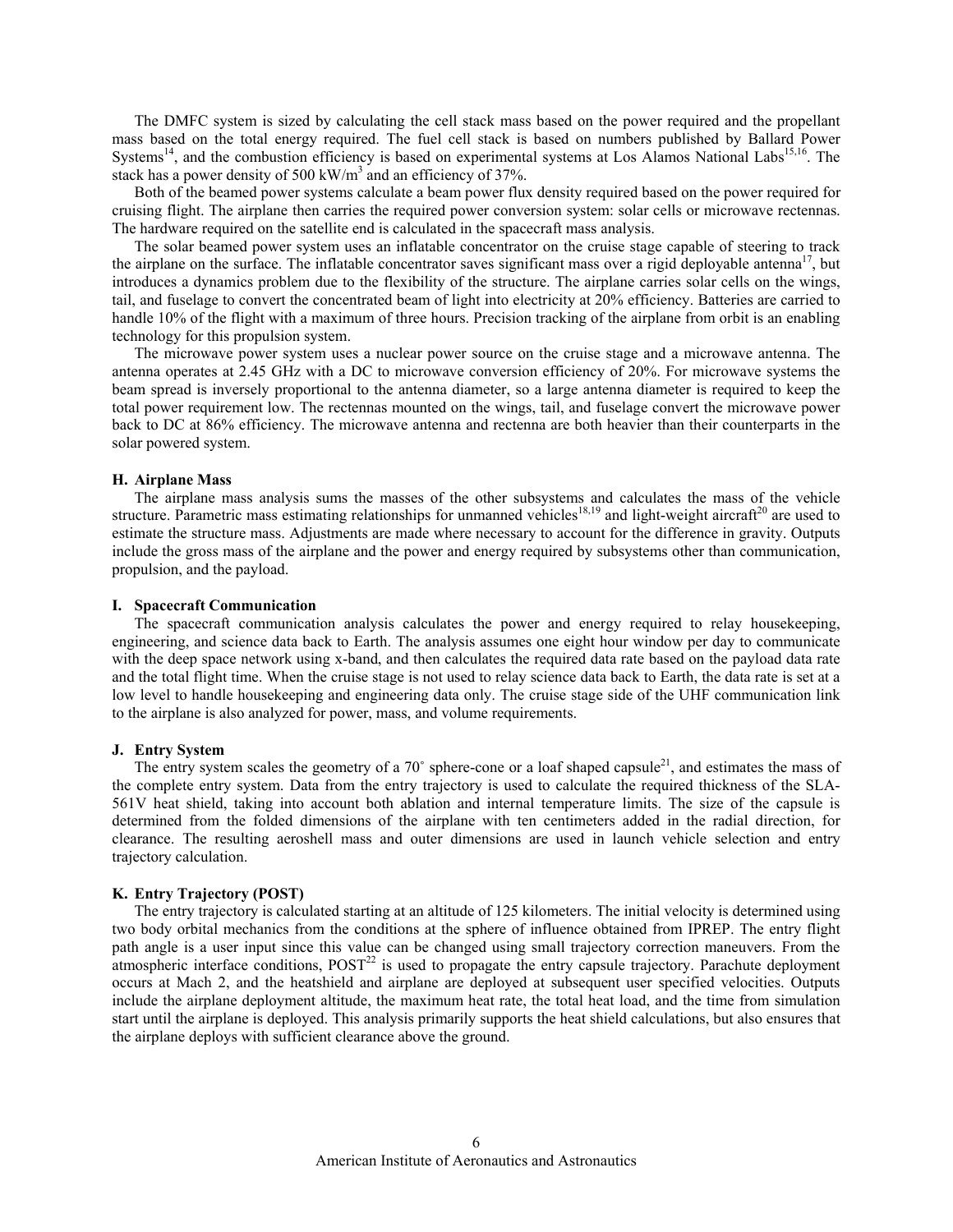The DMFC system is sized by calculating the cell stack mass based on the power required and the propellant mass based on the total energy required. The fuel cell stack is based on numbers published by Ballard Power Systems[14], and the combustion efficiency is based on experimental systems at Los Alamos National Labs[15,16]. The stack has a power density of 500 kW/m$^3$ and an efficiency of 37%.

Both of the beamed power systems calculate a beam power flux density required based on the power required for cruising flight. The airplane then carries the required power conversion system: solar cells or microwave rectennas. The hardware required on the satellite end is calculated in the spacecraft mass analysis.

The solar beamed power system uses an inflatable concentrator on the cruise stage capable of steering to track the airplane on the surface. The inflatable concentrator saves significant mass over a rigid deployable antenna[17], but introduces a dynamics problem due to the flexibility of the structure. The airplane carries solar cells on the wings, tail, and fuselage to convert the concentrated beam of light into electricity at 20% efficiency. Batteries are carried to handle 10% of the flight with a maximum of three hours. Precision tracking of the airplane from orbit is an enabling technology for this propulsion system.

The microwave power system uses a nuclear power source on the cruise stage and a microwave antenna. The antenna operates at 2.45 GHz with a DC to microwave conversion efficiency of 20%. For microwave systems the beam spread is inversely proportional to the antenna diameter, so a large antenna diameter is required to keep the total power requirement low. The rectennas mounted on the wings, tail, and fuselage convert the microwave power back to DC at 86% efficiency. The microwave antenna and rectenna are both heavier than their counterparts in the solar powered system.

### H. Airplane Mass

The airplane mass analysis sums the masses of the other subsystems and calculates the mass of the vehicle structure. Parametric mass estimating relationships for unmanned vehicles[18,19] and light-weight aircraft[20] are used to estimate the structure mass. Adjustments are made where necessary to account for the difference in gravity. Outputs include the gross mass of the airplane and the power and energy required by subsystems other than communication, propulsion, and the payload.

### I. Spacecraft Communication

The spacecraft communication analysis calculates the power and energy required to relay housekeeping, engineering, and science data back to Earth. The analysis assumes one eight hour window per day to communicate with the deep space network using x-band, and then calculates the required data rate based on the payload data rate and the total flight time. When the cruise stage is not used to relay science data back to Earth, the data rate is set at a low level to handle housekeeping and engineering data only. The cruise stage side of the UHF communication link to the airplane is also analyzed for power, mass, and volume requirements.

### J. Entry System

The entry system scales the geometry of a 70° sphere-cone or a loaf shaped capsule[21], and estimates the mass of the complete entry system. Data from the entry trajectory is used to calculate the required thickness of the SLA-561V heat shield, taking into account both ablation and internal temperature limits. The size of the capsule is determined from the folded dimensions of the airplane with ten centimeters added in the radial direction, for clearance. The resulting aeroshell mass and outer dimensions are used in launch vehicle selection and entry trajectory calculation.

### K. Entry Trajectory (POST)

The entry trajectory is calculated starting at an altitude of 125 kilometers. The initial velocity is determined using two body orbital mechanics from the conditions at the sphere of influence obtained from IPREP. The entry flight path angle is a user input since this value can be changed using small trajectory correction maneuvers. From the atmospheric interface conditions, POST[22] is used to propagate the entry capsule trajectory. Parachute deployment occurs at Mach 2, and the heatshield and airplane are deployed at subsequent user specified velocities. Outputs include the airplane deployment altitude, the maximum heat rate, the total heat load, and the time from simulation start until the airplane is deployed. This analysis primarily supports the heat shield calculations, but also ensures that the airplane deploys with sufficient clearance above the ground.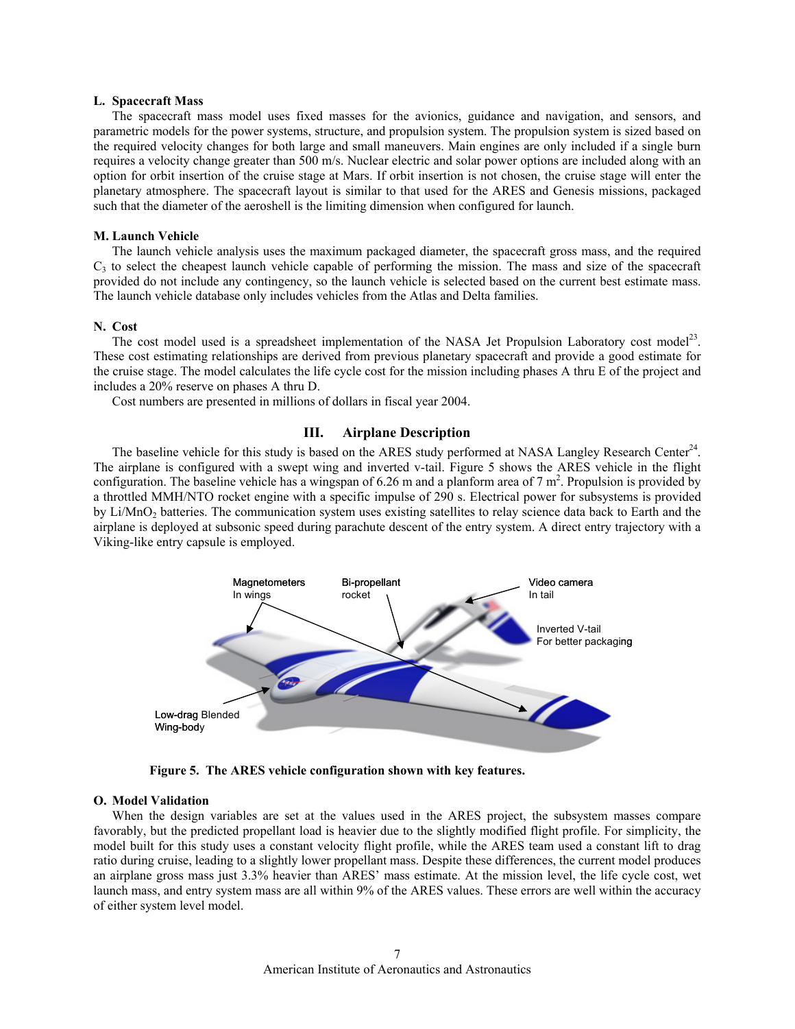### L. Spacecraft Mass

The spacecraft mass model uses fixed masses for the avionics, guidance and navigation, and sensors, and parametric models for the power systems, structure, and propulsion system. The propulsion system is sized based on the required velocity changes for both large and small maneuvers. Main engines are only included if a single burn requires a velocity change greater than 500 m/s. Nuclear electric and solar power options are included along with an option for orbit insertion of the cruise stage at Mars. If orbit insertion is not chosen, the cruise stage will enter the planetary atmosphere. The spacecraft layout is similar to that used for the ARES and Genesis missions, packaged such that the diameter of the aeroshell is the limiting dimension when configured for launch.

### M. Launch Vehicle

The launch vehicle analysis uses the maximum packaged diameter, the spacecraft gross mass, and the required $C_3$ to select the cheapest launch vehicle capable of performing the mission. The mass and size of the spacecraft provided do not include any contingency, so the launch vehicle is selected based on the current best estimate mass. The launch vehicle database only includes vehicles from the Atlas and Delta families.

### N. Cost

The cost model used is a spreadsheet implementation of the NASA Jet Propulsion Laboratory cost model[23]. These cost estimating relationships are derived from previous planetary spacecraft and provide a good estimate for the cruise stage. The model calculates the life cycle cost for the mission including phases A thru E of the project and includes a 20% reserve on phases A thru D.

Cost numbers are presented in millions of dollars in fiscal year 2004.

## III. Airplane Description

The baseline vehicle for this study is based on the ARES study performed at NASA Langley Research Center[24]. The airplane is configured with a swept wing and inverted v-tail. Figure 5 shows the ARES vehicle in the flight configuration. The baseline vehicle has a wingspan of 6.26 m and a planform area of 7 m$^2$. Propulsion is provided by a throttled MMH/NTO rocket engine with a specific impulse of 290 s. Electrical power for subsystems is provided by $Li/MnO_2$ batteries. The communication system uses existing satellites to relay science data back to Earth and the airplane is deployed at subsonic speed during parachute descent of the entry system. A direct entry trajectory with a Viking-like entry capsule is employed.

**Figure 5. The ARES vehicle configuration shown with key features.**

### O. Model Validation

When the design variables are set at the values used in the ARES project, the subsystem masses compare favorably, but the predicted propellant load is heavier due to the slightly modified flight profile. For simplicity, the model built for this study uses a constant velocity flight profile, while the ARES team used a constant lift to drag ratio during cruise, leading to a slightly lower propellant mass. Despite these differences, the current model produces an airplane gross mass just 3.3% heavier than ARES' mass estimate. At the mission level, the life cycle cost, wet launch mass, and entry system mass are all within 9% of the ARES values. These errors are well within the accuracy of either system level model.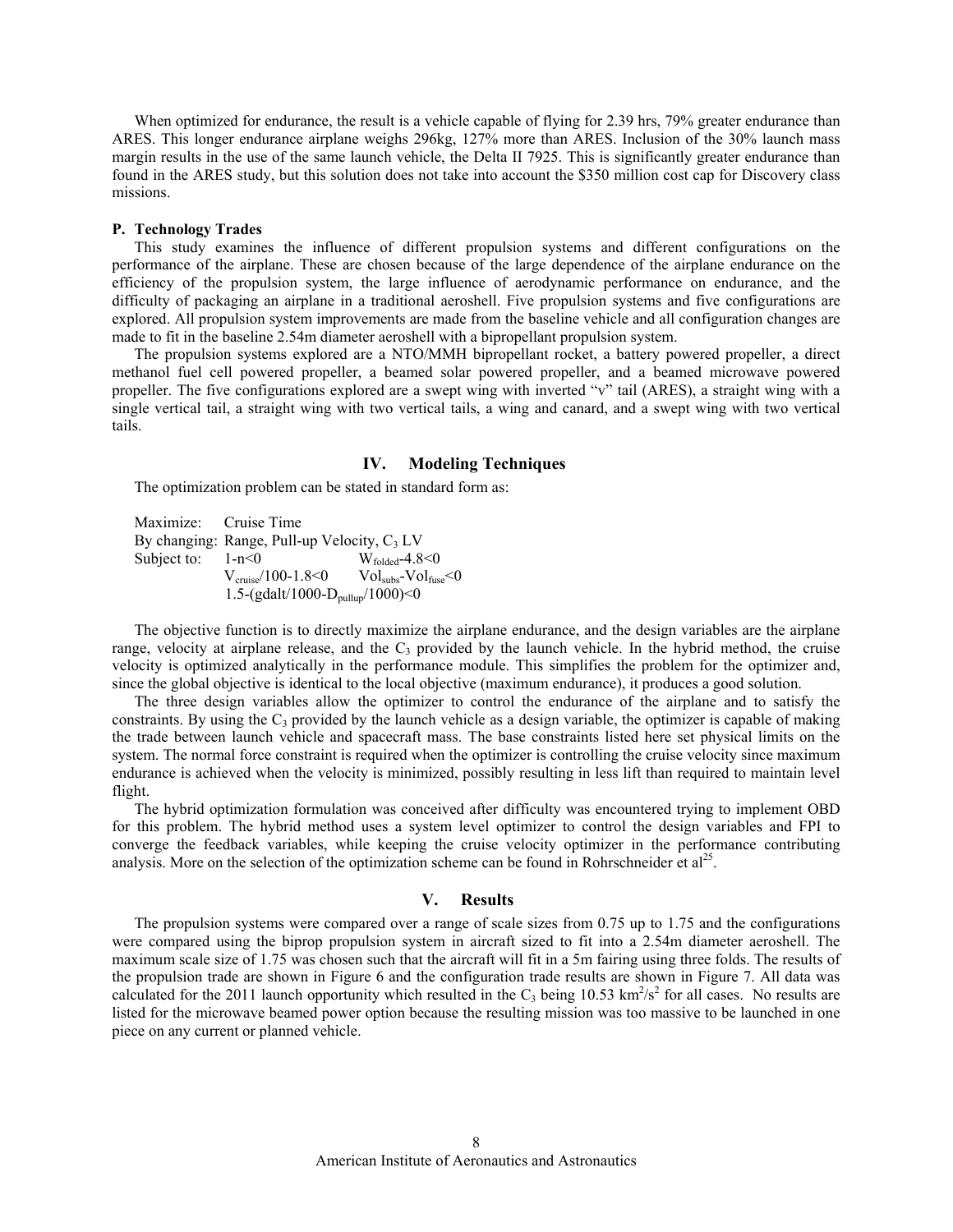When optimized for endurance, the result is a vehicle capable of flying for 2.39 hrs, 79% greater endurance than ARES. This longer endurance airplane weighs 296kg, 127% more than ARES. Inclusion of the 30% launch mass margin results in the use of the same launch vehicle, the Delta II 7925. This is significantly greater endurance than found in the ARES study, but this solution does not take into account the \$350 million cost cap for Discovery class missions.

### P. Technology Trades

This study examines the influence of different propulsion systems and different configurations on the performance of the airplane. These are chosen because of the large dependence of the airplane endurance on the efficiency of the propulsion system, the large influence of aerodynamic performance on endurance, and the difficulty of packaging an airplane in a traditional aeroshell. Five propulsion systems and five configurations are explored. All propulsion system improvements are made from the baseline vehicle and all configuration changes are made to fit in the baseline 2.54m diameter aeroshell with a bipropellant propulsion system.

The propulsion systems explored are a NTO/MMH bipropellant rocket, a battery powered propeller, a direct methanol fuel cell powered propeller, a beamed solar powered propeller, and a beamed microwave powered propeller. The five configurations explored are a swept wing with inverted "v" tail (ARES), a straight wing with a single vertical tail, a straight wing with two vertical tails, a wing and canard, and a swept wing with two vertical tails.

## IV. Modeling Techniques

The optimization problem can be stated in standard form as:

Maximize: Cruise Time

By changing: Range, Pull-up Velocity, $C_3$ LV

Subject to: $1-n<0$ $\quad$ $W_{folded}-4.8<0$

$V_{cruise}/100-1.8<0$ $\quad$ $Vol_{subs}-Vol_{fuse}<0$

$1.5-(gdalt/1000-D_{pullup}/1000)<0$

The objective function is to directly maximize the airplane endurance, and the design variables are the airplane range, velocity at airplane release, and the $C_3$ provided by the launch vehicle. In the hybrid method, the cruise velocity is optimized analytically in the performance module. This simplifies the problem for the optimizer and, since the global objective is identical to the local objective (maximum endurance), it produces a good solution.

The three design variables allow the optimizer to control the endurance of the airplane and to satisfy the constraints. By using the $C_3$ provided by the launch vehicle as a design variable, the optimizer is capable of making the trade between launch vehicle and spacecraft mass. The base constraints listed here set physical limits on the system. The normal force constraint is required when the optimizer is controlling the cruise velocity since maximum endurance is achieved when the velocity is minimized, possibly resulting in less lift than required to maintain level flight.

The hybrid optimization formulation was conceived after difficulty was encountered trying to implement OBD for this problem. The hybrid method uses a system level optimizer to control the design variables and FPI to converge the feedback variables, while keeping the cruise velocity optimizer in the performance contributing analysis. More on the selection of the optimization scheme can be found in Rohrschneider et al[25].

## V. Results

The propulsion systems were compared over a range of scale sizes from 0.75 up to 1.75 and the configurations were compared using the biprop propulsion system in aircraft sized to fit into a 2.54m diameter aeroshell. The maximum scale size of 1.75 was chosen such that the aircraft will fit in a 5m fairing using three folds. The results of the propulsion trade are shown in Figure 6 and the configuration trade results are shown in Figure 7. All data was calculated for the 2011 launch opportunity which resulted in the $C_3$ being 10.53 $km^2/s^2$ for all cases. No results are listed for the microwave beamed power option because the resulting mission was too massive to be launched in one piece on any current or planned vehicle.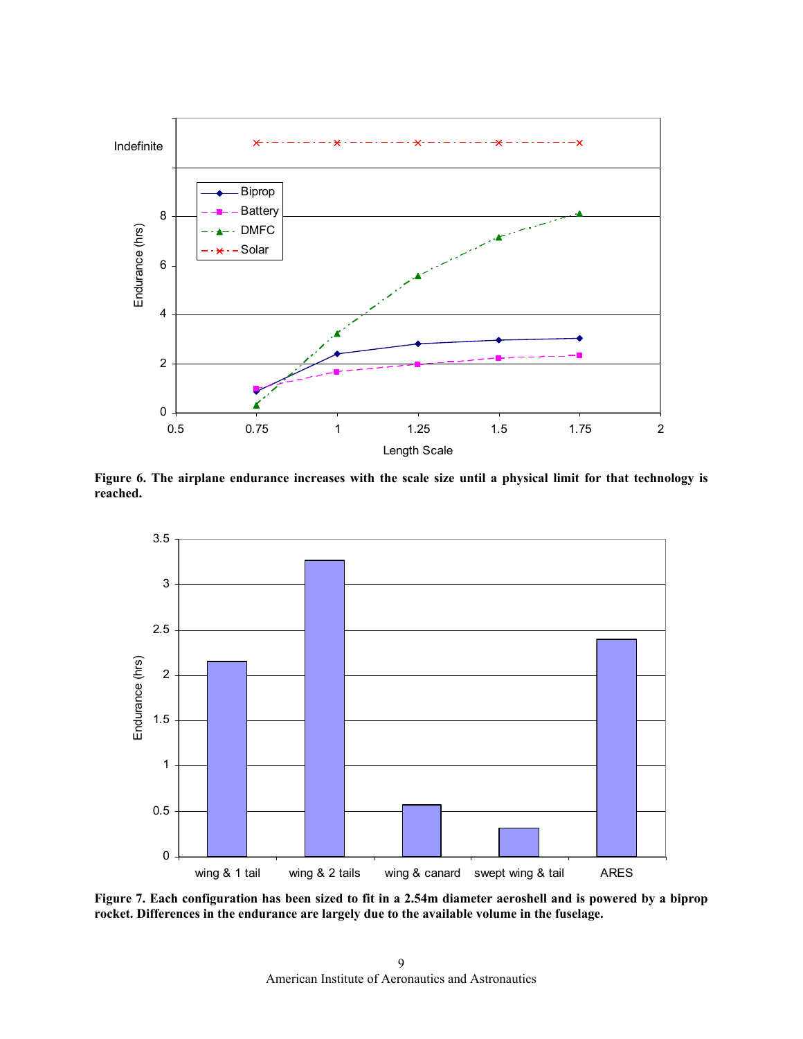**Figure 6. The airplane endurance increases with the scale size until a physical limit for that technology is reached.**

**Figure 7. Each configuration has been sized to fit in a 2.54m diameter aeroshell and is powered by a biprop rocket. Differences in the endurance are largely due to the available volume in the fuselage.**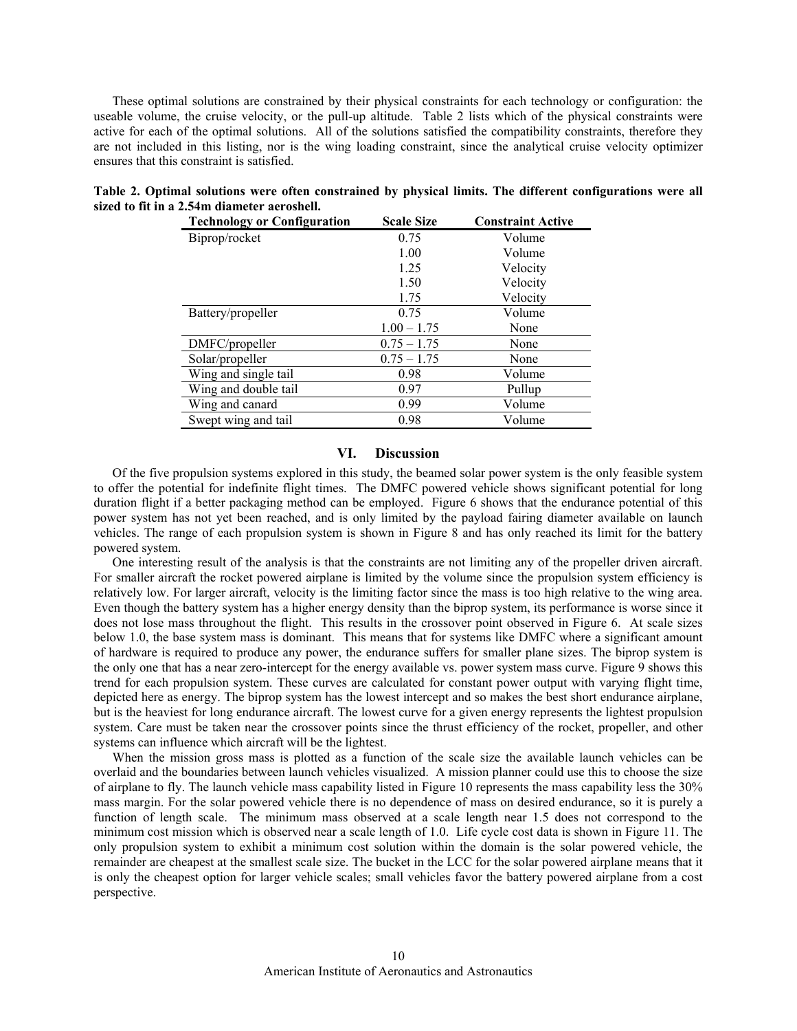These optimal solutions are constrained by their physical constraints for each technology or configuration: the useable volume, the cruise velocity, or the pull-up altitude. Table 2 lists which of the physical constraints were active for each of the optimal solutions. All of the solutions satisfied the compatibility constraints, therefore they are not included in this listing, nor is the wing loading constraint, since the analytical cruise velocity optimizer ensures that this constraint is satisfied.

**Table 2. Optimal solutions were often constrained by physical limits. The different configurations were all sized to fit in a 2.54m diameter aeroshell.**

| Technology or Configuration | Scale Size | Constraint Active |
|---|---|---|
| Biprop/rocket | 0.75 | Volume |
| | 1.00 | Volume |
| | 1.25 | Velocity |
| | 1.50 | Velocity |
| | 1.75 | Velocity |
| Battery/propeller | 0.75 | Volume |
| | 1.00 – 1.75 | None |
| DMFC/propeller | 0.75 – 1.75 | None |
| Solar/propeller | 0.75 – 1.75 | None |
| Wing and single tail | 0.98 | Volume |
| Wing and double tail | 0.97 | Pullup |
| Wing and canard | 0.99 | Volume |
| Swept wing and tail | 0.98 | Volume |

## VI. Discussion

Of the five propulsion systems explored in this study, the beamed solar power system is the only feasible system to offer the potential for indefinite flight times. The DMFC powered vehicle shows significant potential for long duration flight if a better packaging method can be employed. Figure 6 shows that the endurance potential of this power system has not yet been reached, and is only limited by the payload fairing diameter available on launch vehicles. The range of each propulsion system is shown in Figure 8 and has only reached its limit for the battery powered system.

One interesting result of the analysis is that the constraints are not limiting any of the propeller driven aircraft. For smaller aircraft the rocket powered airplane is limited by the volume since the propulsion system efficiency is relatively low. For larger aircraft, velocity is the limiting factor since the mass is too high relative to the wing area. Even though the battery system has a higher energy density than the biprop system, its performance is worse since it does not lose mass throughout the flight. This results in the crossover point observed in Figure 6. At scale sizes below 1.0, the base system mass is dominant. This means that for systems like DMFC where a significant amount of hardware is required to produce any power, the endurance suffers for smaller plane sizes. The biprop system is the only one that has a near zero-intercept for the energy available vs. power system mass curve. Figure 9 shows this trend for each propulsion system. These curves are calculated for constant power output with varying flight time, depicted here as energy. The biprop system has the lowest intercept and so makes the best short endurance airplane, but is the heaviest for long endurance aircraft. The lowest curve for a given energy represents the lightest propulsion system. Care must be taken near the crossover points since the thrust efficiency of the rocket, propeller, and other systems can influence which aircraft will be the lightest.

When the mission gross mass is plotted as a function of the scale size the available launch vehicles can be overlaid and the boundaries between launch vehicles visualized. A mission planner could use this to choose the size of airplane to fly. The launch vehicle mass capability listed in Figure 10 represents the mass capability less the 30% mass margin. For the solar powered vehicle there is no dependence of mass on desired endurance, so it is purely a function of length scale. The minimum mass observed at a scale length near 1.5 does not correspond to the minimum cost mission which is observed near a scale length of 1.0. Life cycle cost data is shown in Figure 11. The only propulsion system to exhibit a minimum cost solution within the domain is the solar powered vehicle, the remainder are cheapest at the smallest scale size. The bucket in the LCC for the solar powered airplane means that it is only the cheapest option for larger vehicle scales; small vehicles favor the battery powered airplane from a cost perspective.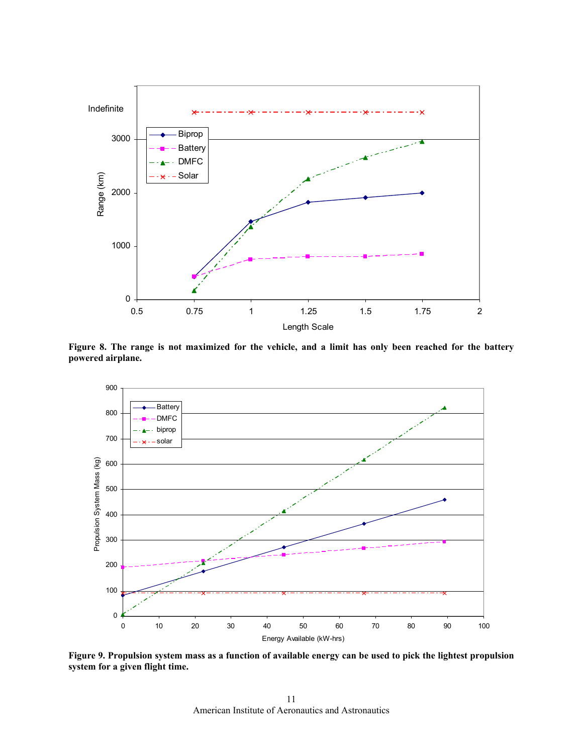**Figure 8. The range is not maximized for the vehicle, and a limit has only been reached for the battery powered airplane.**

**Figure 9. Propulsion system mass as a function of available energy can be used to pick the lightest propulsion system for a given flight time.**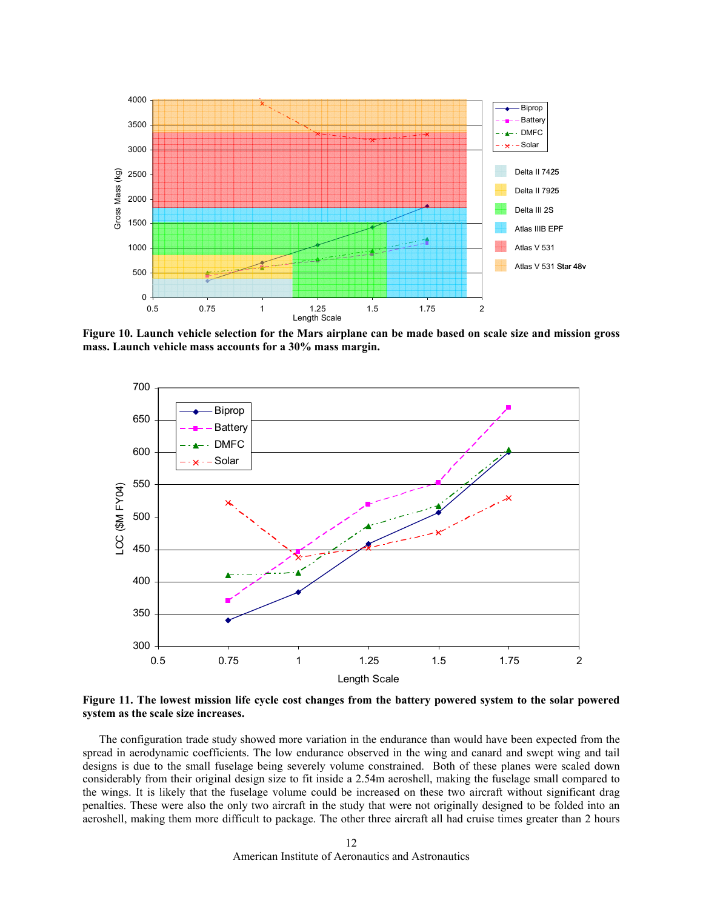**Figure 10. Launch vehicle selection for the Mars airplane can be made based on scale size and mission gross mass. Launch vehicle mass accounts for a 30% mass margin.**

**Figure 11. The lowest mission life cycle cost changes from the battery powered system to the solar powered system as the scale size increases.**

The configuration trade study showed more variation in the endurance than would have been expected from the spread in aerodynamic coefficients. The low endurance observed in the wing and canard and swept wing and tail designs is due to the small fuselage being severely volume constrained. Both of these planes were scaled down considerably from their original design size to fit inside a 2.54m aeroshell, making the fuselage small compared to the wings. It is likely that the fuselage volume could be increased on these two aircraft without significant drag penalties. These were also the only two aircraft in the study that were not originally designed to be folded into an aeroshell, making them more difficult to package. The other three aircraft all had cruise times greater than 2 hours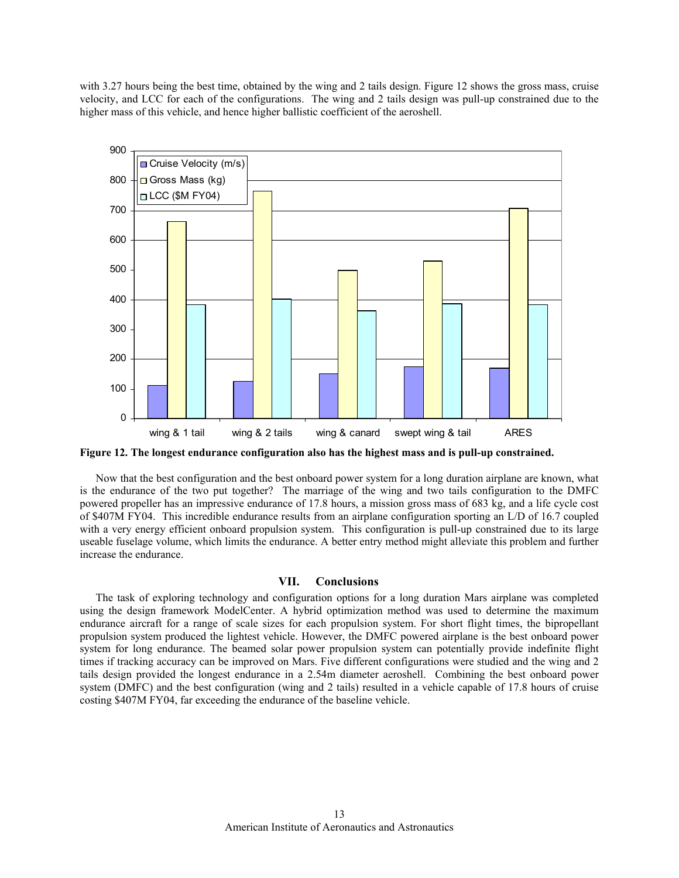with 3.27 hours being the best time, obtained by the wing and 2 tails design. Figure 12 shows the gross mass, cruise velocity, and LCC for each of the configurations. The wing and 2 tails design was pull-up constrained due to the higher mass of this vehicle, and hence higher ballistic coefficient of the aeroshell.

**Figure 12. The longest endurance configuration also has the highest mass and is pull-up constrained.**

Now that the best configuration and the best onboard power system for a long duration airplane are known, what is the endurance of the two put together? The marriage of the wing and two tails configuration to the DMFC powered propeller has an impressive endurance of 17.8 hours, a mission gross mass of 683 kg, and a life cycle cost of \$407M FY04. This incredible endurance results from an airplane configuration sporting an L/D of 16.7 coupled with a very energy efficient onboard propulsion system. This configuration is pull-up constrained due to its large useable fuselage volume, which limits the endurance. A better entry method might alleviate this problem and further increase the endurance.

## VII. Conclusions

The task of exploring technology and configuration options for a long duration Mars airplane was completed using the design framework ModelCenter. A hybrid optimization method was used to determine the maximum endurance aircraft for a range of scale sizes for each propulsion system. For short flight times, the bipropellant propulsion system produced the lightest vehicle. However, the DMFC powered airplane is the best onboard power system for long endurance. The beamed solar power propulsion system can potentially provide indefinite flight times if tracking accuracy can be improved on Mars. Five different configurations were studied and the wing and 2 tails design provided the longest endurance in a 2.54m diameter aeroshell. Combining the best onboard power system (DMFC) and the best configuration (wing and 2 tails) resulted in a vehicle capable of 17.8 hours of cruise costing \$407M FY04, far exceeding the endurance of the baseline vehicle.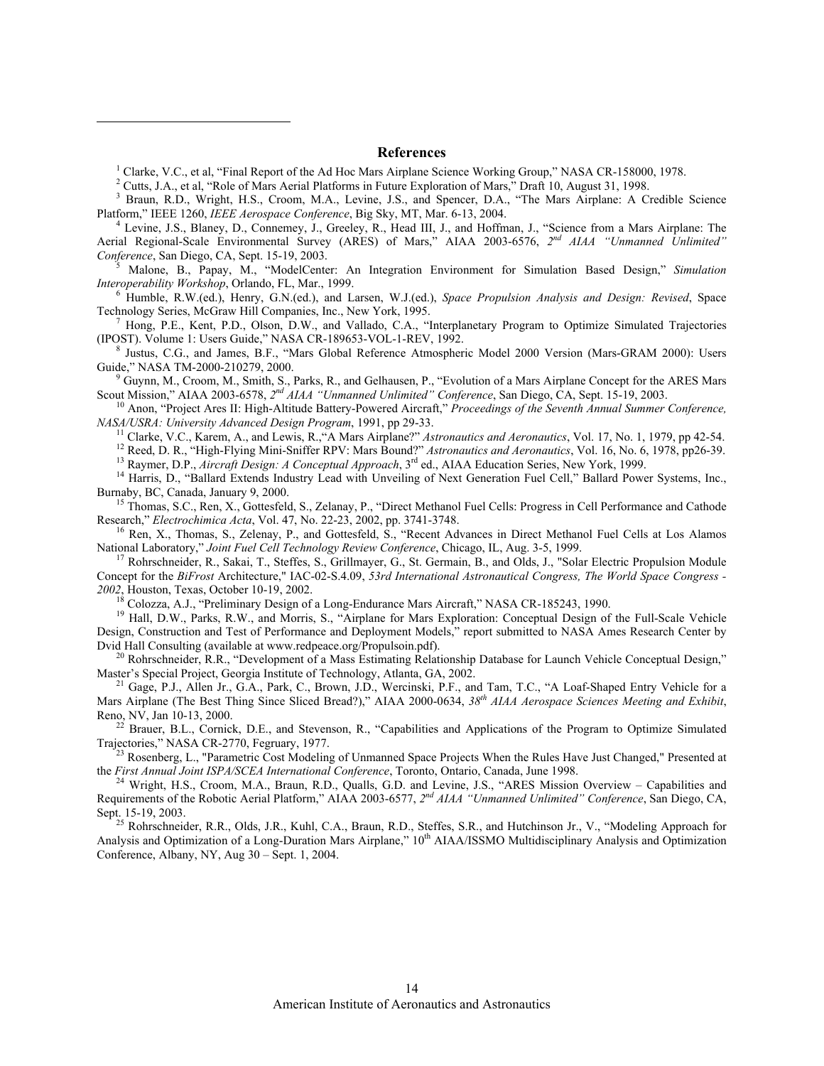## References

[1] Clarke, V.C., et al, "Final Report of the Ad Hoc Mars Airplane Science Working Group," NASA CR-158000, 1978.

[2] Cutts, J.A., et al, "Role of Mars Aerial Platforms in Future Exploration of Mars," Draft 10, August 31, 1998.

[3] Braun, R.D., Wright, H.S., Croom, M.A., Levine, J.S., and Spencer, D.A., "The Mars Airplane: A Credible Science Platform," IEEE 1260, *IEEE Aerospace Conference*, Big Sky, MT, Mar. 6-13, 2004.

[4] Levine, J.S., Blaney, D., Connemey, J., Greeley, R., Head III, J., and Hoffman, J., "Science from a Mars Airplane: The Aerial Regional-Scale Environmental Survey (ARES) of Mars," AIAA 2003-6576, *2nd AIAA "Unmanned Unlimited" Conference*, San Diego, CA, Sept. 15-19, 2003.

[5] Malone, B., Papay, M., "ModelCenter: An Integration Environment for Simulation Based Design," *Simulation Interoperability Workshop*, Orlando, FL, Mar., 1999.

[6] Humble, R.W.(ed.), Henry, G.N.(ed.), and Larsen, W.J.(ed.), *Space Propulsion Analysis and Design: Revised*, Space Technology Series, McGraw Hill Companies, Inc., New York, 1995.

[7] Hong, P.E., Kent, P.D., Olson, D.W., and Vallado, C.A., "Interplanetary Program to Optimize Simulated Trajectories (IPOST). Volume 1: Users Guide," NASA CR-189653-VOL-1-REV, 1992.

[8] Justus, C.G., and James, B.F., "Mars Global Reference Atmospheric Model 2000 Version (Mars-GRAM 2000): Users Guide," NASA TM-2000-210279, 2000.

[9] Guynn, M., Croom, M., Smith, S., Parks, R., and Gelhausen, P., "Evolution of a Mars Airplane Concept for the ARES Mars Scout Mission," AIAA 2003-6578, *2nd AIAA "Unmanned Unlimited" Conference*, San Diego, CA, Sept. 15-19, 2003.

[10] Anon, "Project Ares II: High-Altitude Battery-Powered Aircraft," *Proceedings of the Seventh Annual Summer Conference, NASA/USRA: University Advanced Design Program*, 1991, pp 29-33.

[11] Clarke, V.C., Karem, A., and Lewis, R.,"A Mars Airplane?" *Astronautics and Aeronautics*, Vol. 17, No. 1, 1979, pp 42-54.

[12] Reed, D. R., "High-Flying Mini-Sniffer RPV: Mars Bound?" *Astronautics and Aeronautics*, Vol. 16, No. 6, 1978, pp26-39.

[13] Raymer, D.P., *Aircraft Design: A Conceptual Approach*, 3rd ed., AIAA Education Series, New York, 1999.

[14] Harris, D., "Ballard Extends Industry Lead with Unveiling of Next Generation Fuel Cell," Ballard Power Systems, Inc., Burnaby, BC, Canada, January 9, 2000.

[15] Thomas, S.C., Ren, X., Gottesfeld, S., Zelanay, P., "Direct Methanol Fuel Cells: Progress in Cell Performance and Cathode Research," *Electrochimica Acta*, Vol. 47, No. 22-23, 2002, pp. 3741-3748.

[16] Ren, X., Thomas, S., Zelenay, P., and Gottesfeld, S., "Recent Advances in Direct Methanol Fuel Cells at Los Alamos National Laboratory," *Joint Fuel Cell Technology Review Conference*, Chicago, IL, Aug. 3-5, 1999.

[17] Rohrschneider, R., Sakai, T., Steffes, S., Grillmayer, G., St. Germain, B., and Olds, J., "Solar Electric Propulsion Module Concept for the *BiFrost* Architecture," IAC-02-S.4.09, *53rd International Astronautical Congress, The World Space Congress - 2002*, Houston, Texas, October 10-19, 2002.

[18] Colozza, A.J., "Preliminary Design of a Long-Endurance Mars Aircraft," NASA CR-185243, 1990.

[19] Hall, D.W., Parks, R.W., and Morris, S., "Airplane for Mars Exploration: Conceptual Design of the Full-Scale Vehicle Design, Construction and Test of Performance and Deployment Models," report submitted to NASA Ames Research Center by Dvid Hall Consulting (available at www.redpeace.org/Propulsoin.pdf).

[20] Rohrschneider, R.R., "Development of a Mass Estimating Relationship Database for Launch Vehicle Conceptual Design," Master's Special Project, Georgia Institute of Technology, Atlanta, GA, 2002.

[21] Gage, P.J., Allen Jr., G.A., Park, C., Brown, J.D., Wercinski, P.F., and Tam, T.C., "A Loaf-Shaped Entry Vehicle for a Mars Airplane (The Best Thing Since Sliced Bread?)," AIAA 2000-0634, *38th AIAA Aerospace Sciences Meeting and Exhibit*, Reno, NV, Jan 10-13, 2000.

[22] Brauer, B.L., Cornick, D.E., and Stevenson, R., "Capabilities and Applications of the Program to Optimize Simulated Trajectories," NASA CR-2770, Fegruary, 1977.

[23] Rosenberg, L., "Parametric Cost Modeling of Unmanned Space Projects When the Rules Have Just Changed," Presented at the *First Annual Joint ISPA/SCEA International Conference*, Toronto, Ontario, Canada, June 1998.

[24] Wright, H.S., Croom, M.A., Braun, R.D., Qualls, G.D. and Levine, J.S., "ARES Mission Overview – Capabilities and Requirements of the Robotic Aerial Platform," AIAA 2003-6577, *2nd AIAA "Unmanned Unlimited" Conference*, San Diego, CA, Sept. 15-19, 2003.

[25] Rohrschneider, R.R., Olds, J.R., Kuhl, C.A., Braun, R.D., Steffes, S.R., and Hutchinson Jr., V., "Modeling Approach for Analysis and Optimization of a Long-Duration Mars Airplane," 10th AIAA/ISSMO Multidisciplinary Analysis and Optimization Conference, Albany, NY, Aug 30 – Sept. 1, 2004.